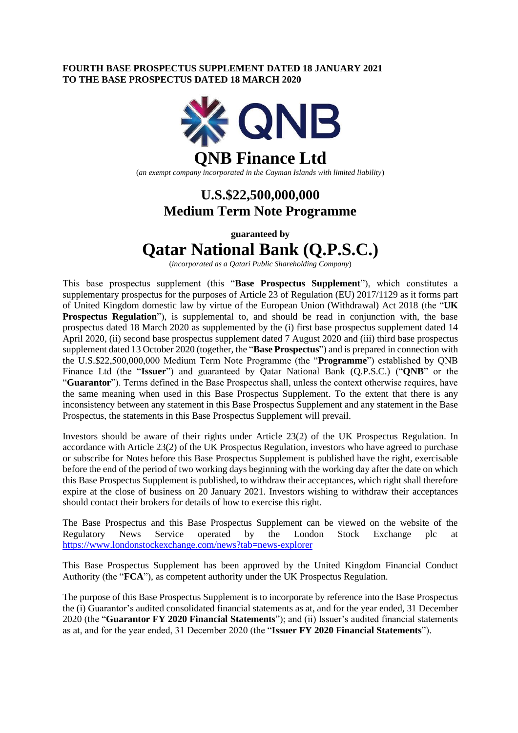**FOURTH BASE PROSPECTUS SUPPLEMENT DATED 18 JANUARY 2021**
**TO THE BASE PROSPECTUS DATED 18 MARCH 2020**

QNB

# QNB Finance Ltd

(*an exempt company incorporated in the Cayman Islands with limited liability*)

## U.S.$22,500,000,000
## Medium Term Note Programme

**guaranteed by**

# Qatar National Bank (Q.P.S.C.)

(*incorporated as a Qatari Public Shareholding Company*)

This base prospectus supplement (this "**Base Prospectus Supplement**"), which constitutes a supplementary prospectus for the purposes of Article 23 of Regulation (EU) 2017/1129 as it forms part of United Kingdom domestic law by virtue of the European Union (Withdrawal) Act 2018 (the "**UK Prospectus Regulation**"), is supplemental to, and should be read in conjunction with, the base prospectus dated 18 March 2020 as supplemented by the (i) first base prospectus supplement dated 14 April 2020, (ii) second base prospectus supplement dated 7 August 2020 and (iii) third base prospectus supplement dated 13 October 2020 (together, the "**Base Prospectus**") and is prepared in connection with the U.S.$22,500,000,000 Medium Term Note Programme (the "**Programme**") established by QNB Finance Ltd (the "**Issuer**") and guaranteed by Qatar National Bank (Q.P.S.C.) ("**QNB**" or the "**Guarantor**"). Terms defined in the Base Prospectus shall, unless the context otherwise requires, have the same meaning when used in this Base Prospectus Supplement. To the extent that there is any inconsistency between any statement in this Base Prospectus Supplement and any statement in the Base Prospectus, the statements in this Base Prospectus Supplement will prevail.

Investors should be aware of their rights under Article 23(2) of the UK Prospectus Regulation. In accordance with Article 23(2) of the UK Prospectus Regulation, investors who have agreed to purchase or subscribe for Notes before this Base Prospectus Supplement is published have the right, exercisable before the end of the period of two working days beginning with the working day after the date on which this Base Prospectus Supplement is published, to withdraw their acceptances, which right shall therefore expire at the close of business on 20 January 2021. Investors wishing to withdraw their acceptances should contact their brokers for details of how to exercise this right.

The Base Prospectus and this Base Prospectus Supplement can be viewed on the website of the Regulatory News Service operated by the London Stock Exchange plc at https://www.londonstockexchange.com/news?tab=news-explorer

This Base Prospectus Supplement has been approved by the United Kingdom Financial Conduct Authority (the "**FCA**"), as competent authority under the UK Prospectus Regulation.

The purpose of this Base Prospectus Supplement is to incorporate by reference into the Base Prospectus the (i) Guarantor's audited consolidated financial statements as at, and for the year ended, 31 December 2020 (the "**Guarantor FY 2020 Financial Statements**"); and (ii) Issuer's audited financial statements as at, and for the year ended, 31 December 2020 (the "**Issuer FY 2020 Financial Statements**").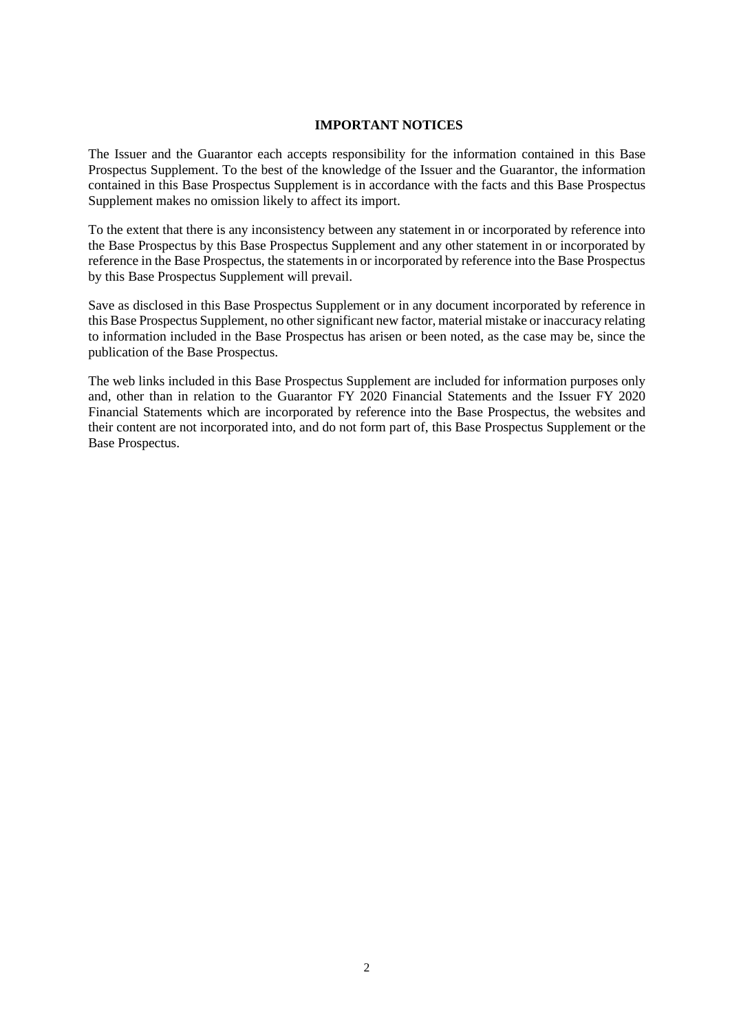## IMPORTANT NOTICES

The Issuer and the Guarantor each accepts responsibility for the information contained in this Base Prospectus Supplement. To the best of the knowledge of the Issuer and the Guarantor, the information contained in this Base Prospectus Supplement is in accordance with the facts and this Base Prospectus Supplement makes no omission likely to affect its import.

To the extent that there is any inconsistency between any statement in or incorporated by reference into the Base Prospectus by this Base Prospectus Supplement and any other statement in or incorporated by reference in the Base Prospectus, the statements in or incorporated by reference into the Base Prospectus by this Base Prospectus Supplement will prevail.

Save as disclosed in this Base Prospectus Supplement or in any document incorporated by reference in this Base Prospectus Supplement, no other significant new factor, material mistake or inaccuracy relating to information included in the Base Prospectus has arisen or been noted, as the case may be, since the publication of the Base Prospectus.

The web links included in this Base Prospectus Supplement are included for information purposes only and, other than in relation to the Guarantor FY 2020 Financial Statements and the Issuer FY 2020 Financial Statements which are incorporated by reference into the Base Prospectus, the websites and their content are not incorporated into, and do not form part of, this Base Prospectus Supplement or the Base Prospectus.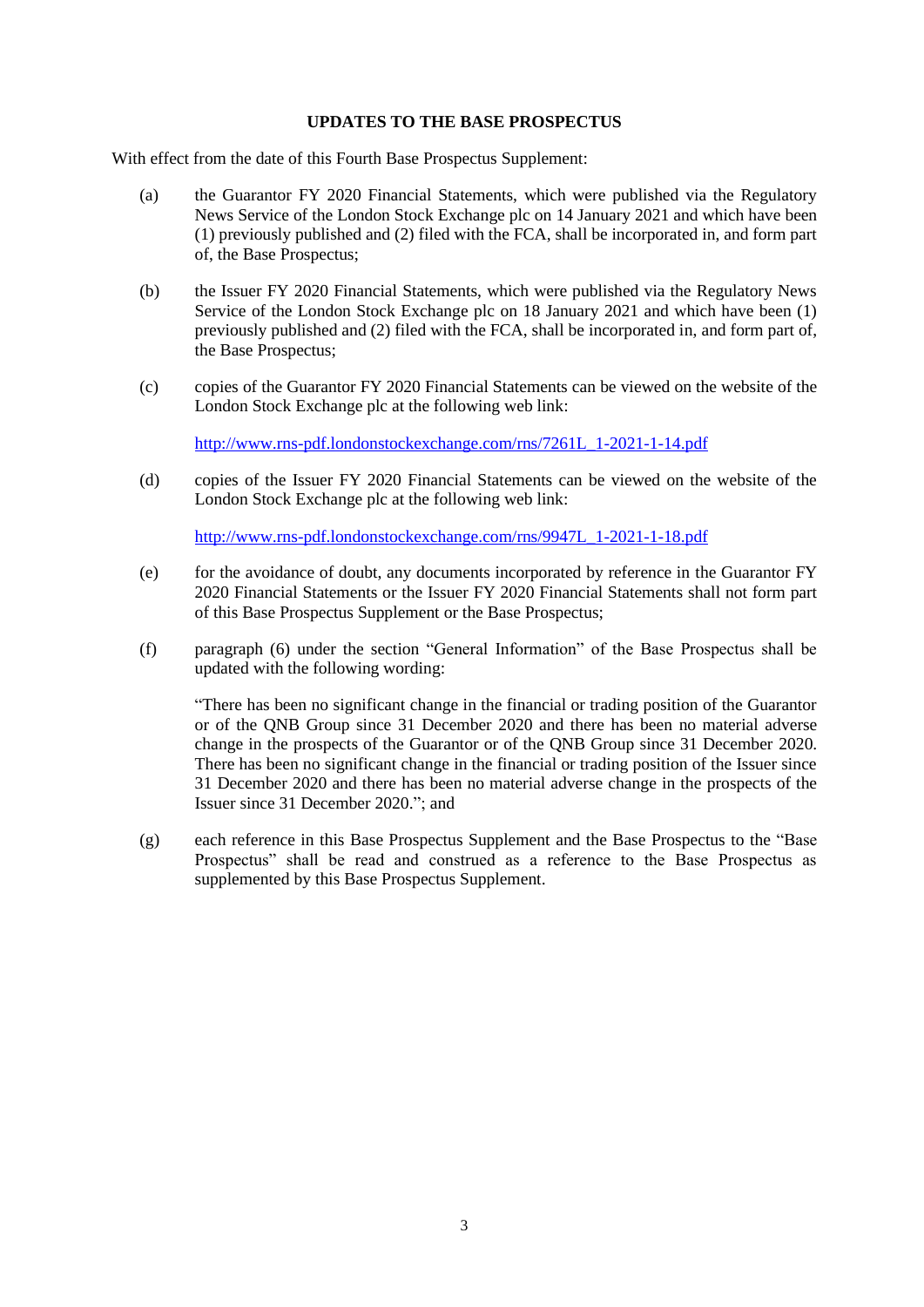**UPDATES TO THE BASE PROSPECTUS**

With effect from the date of this Fourth Base Prospectus Supplement:

(a) the Guarantor FY 2020 Financial Statements, which were published via the Regulatory News Service of the London Stock Exchange plc on 14 January 2021 and which have been (1) previously published and (2) filed with the FCA, shall be incorporated in, and form part of, the Base Prospectus;

(b) the Issuer FY 2020 Financial Statements, which were published via the Regulatory News Service of the London Stock Exchange plc on 18 January 2021 and which have been (1) previously published and (2) filed with the FCA, shall be incorporated in, and form part of, the Base Prospectus;

(c) copies of the Guarantor FY 2020 Financial Statements can be viewed on the website of the London Stock Exchange plc at the following web link:

http://www.rns-pdf.londonstockexchange.com/rns/7261L_1-2021-1-14.pdf

(d) copies of the Issuer FY 2020 Financial Statements can be viewed on the website of the London Stock Exchange plc at the following web link:

http://www.rns-pdf.londonstockexchange.com/rns/9947L_1-2021-1-18.pdf

(e) for the avoidance of doubt, any documents incorporated by reference in the Guarantor FY 2020 Financial Statements or the Issuer FY 2020 Financial Statements shall not form part of this Base Prospectus Supplement or the Base Prospectus;

(f) paragraph (6) under the section "General Information" of the Base Prospectus shall be updated with the following wording:

"There has been no significant change in the financial or trading position of the Guarantor or of the QNB Group since 31 December 2020 and there has been no material adverse change in the prospects of the Guarantor or of the QNB Group since 31 December 2020. There has been no significant change in the financial or trading position of the Issuer since 31 December 2020 and there has been no material adverse change in the prospects of the Issuer since 31 December 2020."; and

(g) each reference in this Base Prospectus Supplement and the Base Prospectus to the "Base Prospectus" shall be read and construed as a reference to the Base Prospectus as supplemented by this Base Prospectus Supplement.